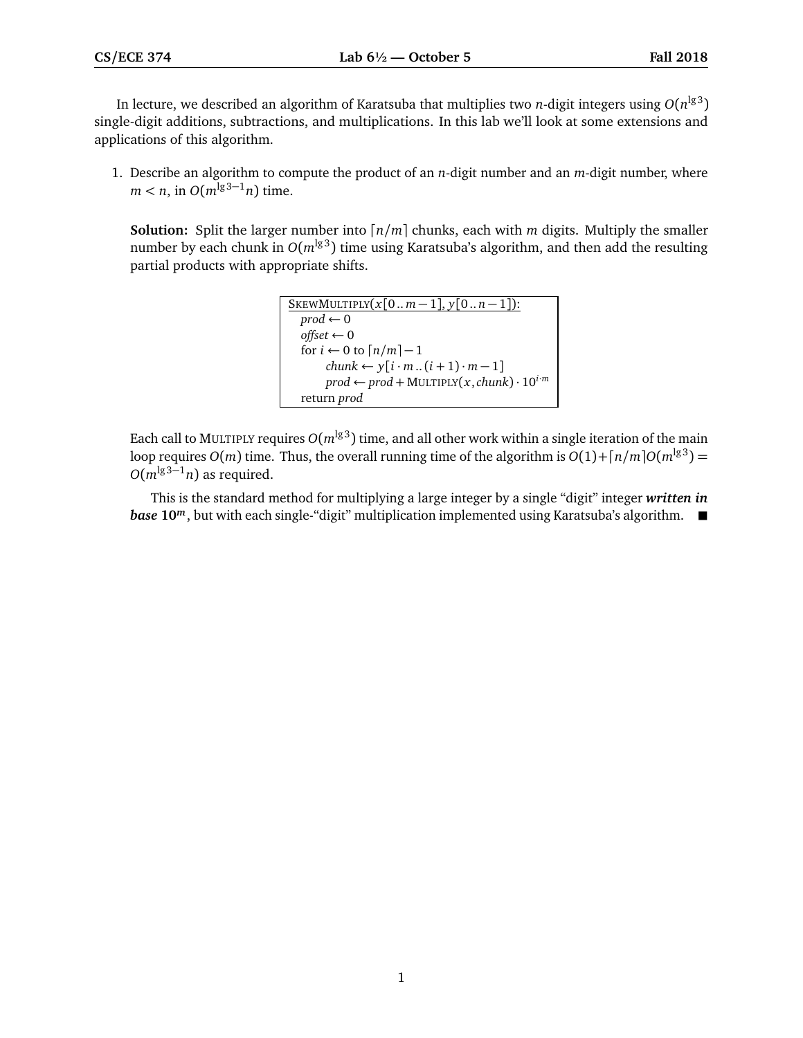In lecture, we described an algorithm of Karatsuba that multiplies two $n$-digit integers using $O(n^{\lg 3})$ single-digit additions, subtractions, and multiplications. In this lab we'll look at some extensions and applications of this algorithm.

1. Describe an algorithm to compute the product of an $n$-digit number and an $m$-digit number, where $m < n$, in $O(m^{\lg 3 - 1} n)$ time.

   **Solution:** Split the larger number into $\lceil n/m \rceil$ chunks, each with $m$ digits. Multiply the smaller number by each chunk in $O(m^{\lg 3})$ time using Karatsuba's algorithm, and then add the resulting partial products with appropriate shifts.

   ```
   SkewMultiply(x[0..m−1], y[0..n−1]):
       prod ← 0
       offset ← 0
       for i ← 0 to ⌈n/m⌉ − 1
           chunk ← y[i·m..(i+1)·m − 1]
           prod ← prod + Multiply(x, chunk) · 10^(i·m)
       return prod
   ```

   Each call to Multiply requires $O(m^{\lg 3})$ time, and all other work within a single iteration of the main loop requires $O(m)$ time. Thus, the overall running time of the algorithm is $O(1) + \lceil n/m \rceil O(m^{\lg 3}) = O(m^{\lg 3 - 1} n)$ as required.

   This is the standard method for multiplying a large integer by a single "digit" integer ***written in base*** $\boldsymbol{10^m}$, but with each single-"digit" multiplication implemented using Karatsuba's algorithm. ■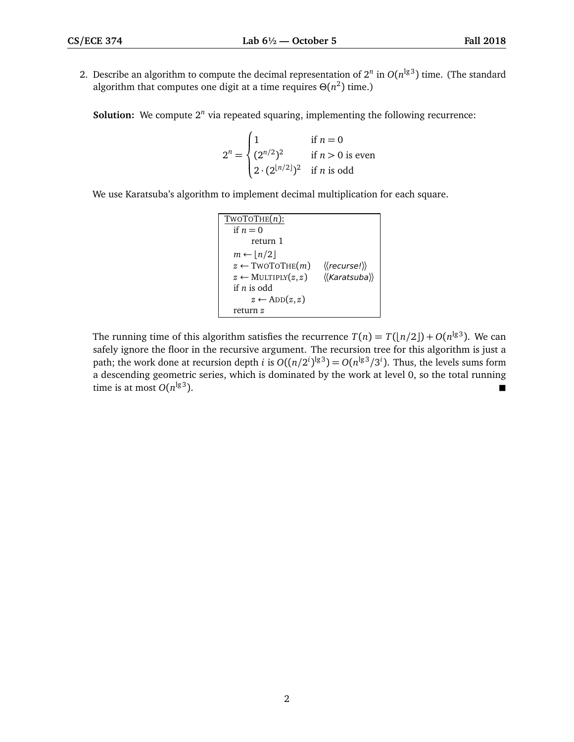2. Describe an algorithm to compute the decimal representation of $2^n$ in $O(n^{\lg 3})$ time. (The standard algorithm that computes one digit at a time requires $\Theta(n^2)$ time.)

**Solution:** We compute $2^n$ via repeated squaring, implementing the following recurrence:

$$2^n = \begin{cases} 1 & \text{if } n = 0 \\ (2^{n/2})^2 & \text{if } n > 0 \text{ is even} \\ 2 \cdot (2^{\lfloor n/2 \rfloor})^2 & \text{if } n \text{ is odd} \end{cases}$$

We use Karatsuba's algorithm to implement decimal multiplication for each square.

```
TwoToThe(n):
  if n = 0
      return 1
  m ← ⌊n/2⌋
  z ← TwoToThe(m)      ⟨⟨recurse!⟩⟩
  z ← Multiply(z, z)   ⟨⟨Karatsuba⟩⟩
  if n is odd
      z ← Add(z, z)
  return z
```

The running time of this algorithm satisfies the recurrence $T(n) = T(\lfloor n/2 \rfloor) + O(n^{\lg 3})$. We can safely ignore the floor in the recursive argument. The recursion tree for this algorithm is just a path; the work done at recursion depth $i$ is $O((n/2^i)^{\lg 3}) = O(n^{\lg 3}/3^i)$. Thus, the levels sums form a descending geometric series, which is dominated by the work at level 0, so the total running time is at most $O(n^{\lg 3})$. ■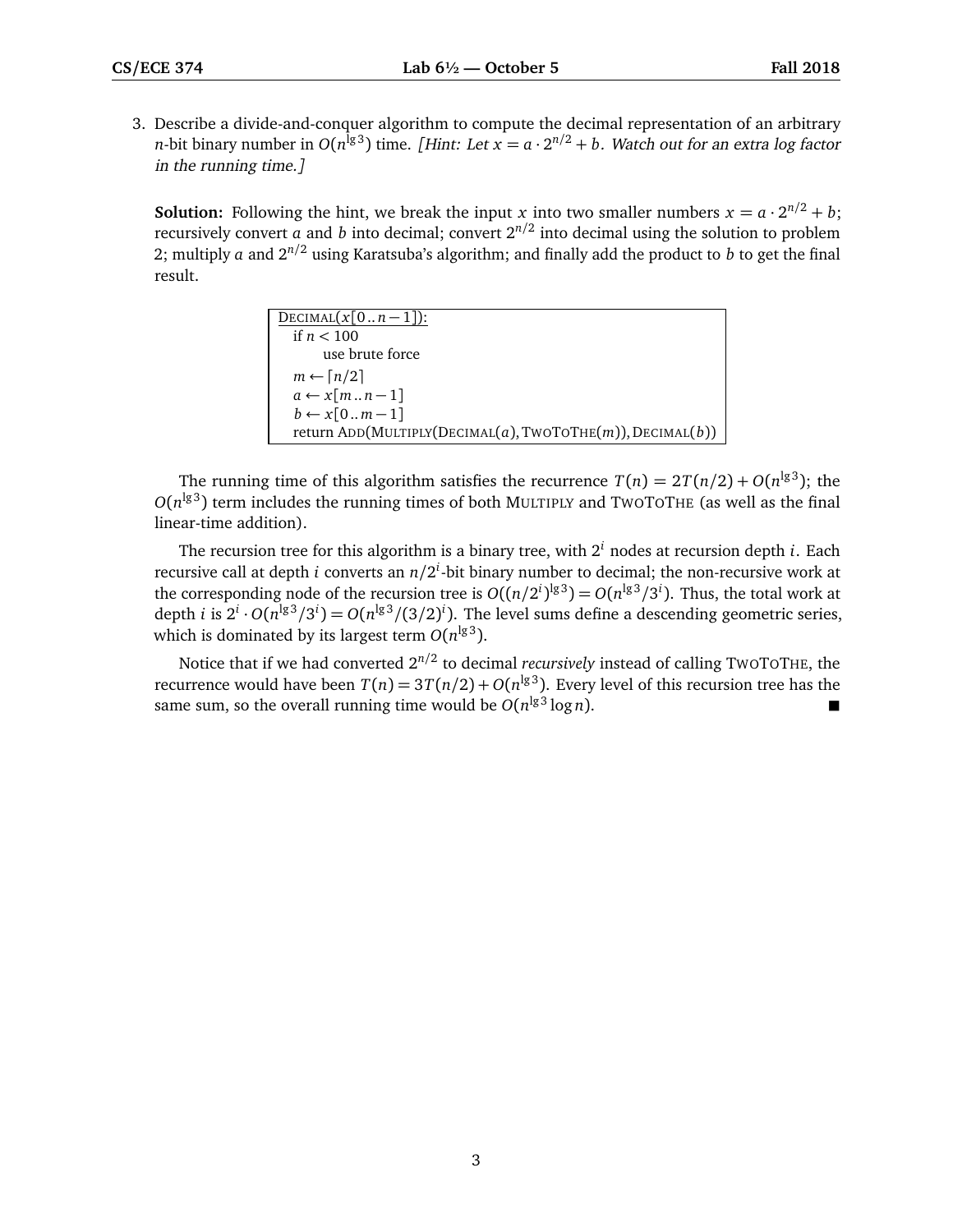3. Describe a divide-and-conquer algorithm to compute the decimal representation of an arbitrary $n$-bit binary number in $O(n^{\lg 3})$ time. *[Hint: Let $x = a \cdot 2^{n/2} + b$. Watch out for an extra log factor in the running time.]*

**Solution:** Following the hint, we break the input $x$ into two smaller numbers $x = a \cdot 2^{n/2} + b$; recursively convert $a$ and $b$ into decimal; convert $2^{n/2}$ into decimal using the solution to problem 2; multiply $a$ and $2^{n/2}$ using Karatsuba's algorithm; and finally add the product to $b$ to get the final result.

```
DECIMAL(x[0..n−1]):
  if n < 100
      use brute force
  m ← ⌈n/2⌉
  a ← x[m..n−1]
  b ← x[0..m−1]
  return ADD(MULTIPLY(DECIMAL(a), TWOTOTHE(m)), DECIMAL(b))
```

The running time of this algorithm satisfies the recurrence $T(n) = 2T(n/2) + O(n^{\lg 3})$; the $O(n^{\lg 3})$ term includes the running times of both MULTIPLY and TWOTOTHE (as well as the final linear-time addition).

The recursion tree for this algorithm is a binary tree, with $2^i$ nodes at recursion depth $i$. Each recursive call at depth $i$ converts an $n/2^i$-bit binary number to decimal; the non-recursive work at the corresponding node of the recursion tree is $O((n/2^i)^{\lg 3}) = O(n^{\lg 3}/3^i)$. Thus, the total work at depth $i$ is $2^i \cdot O(n^{\lg 3}/3^i) = O(n^{\lg 3}/(3/2)^i)$. The level sums define a descending geometric series, which is dominated by its largest term $O(n^{\lg 3})$.

Notice that if we had converted $2^{n/2}$ to decimal *recursively* instead of calling TWOTOTHE, the recurrence would have been $T(n) = 3T(n/2) + O(n^{\lg 3})$. Every level of this recursion tree has the same sum, so the overall running time would be $O(n^{\lg 3} \log n)$. ■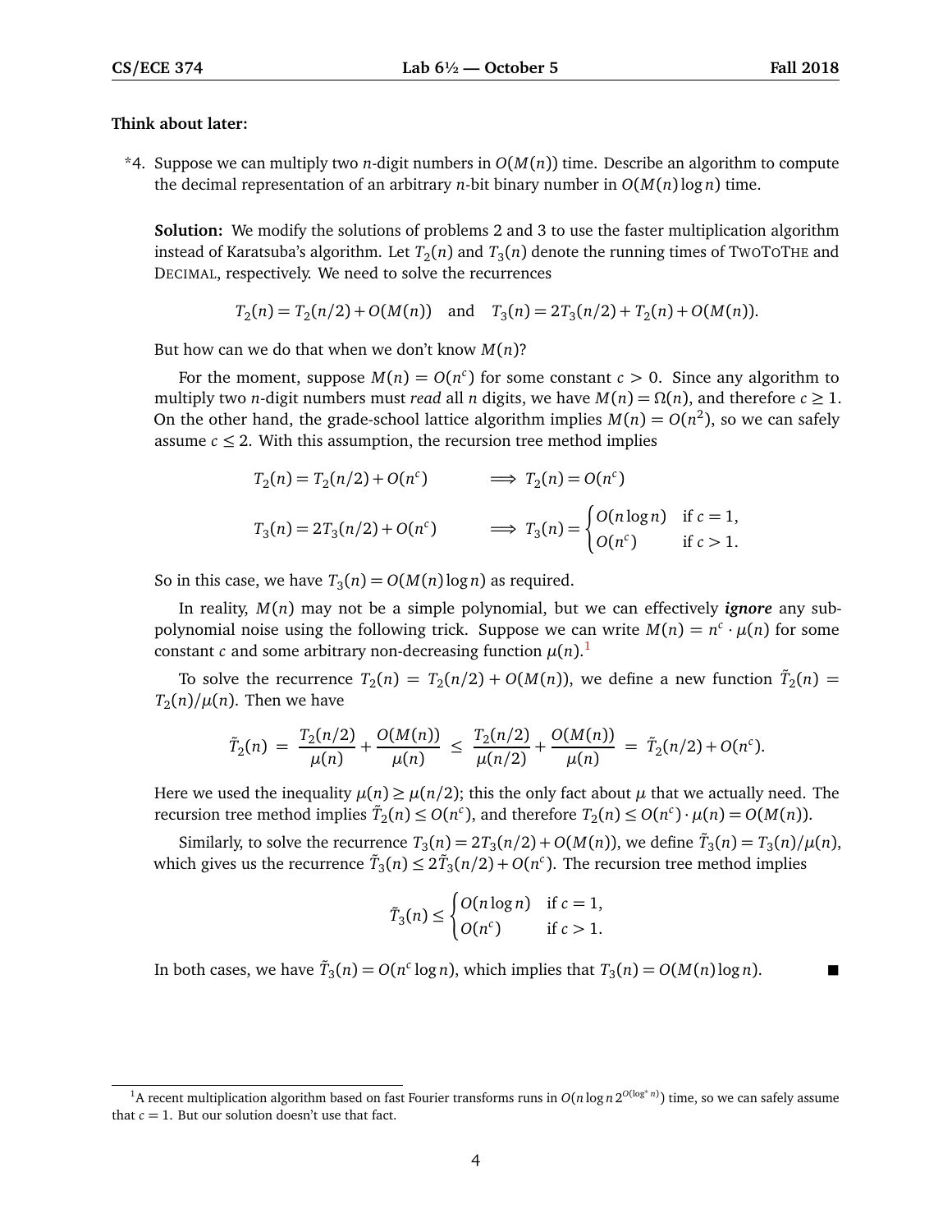**Think about later:**

*4. Suppose we can multiply two $n$-digit numbers in $O(M(n))$ time. Describe an algorithm to compute the decimal representation of an arbitrary $n$-bit binary number in $O(M(n) \log n)$ time.

**Solution:** We modify the solutions of problems 2 and 3 to use the faster multiplication algorithm instead of Karatsuba's algorithm. Let $T_2(n)$ and $T_3(n)$ denote the running times of TwoToThe and Decimal, respectively. We need to solve the recurrences

$$T_2(n) = T_2(n/2) + O(M(n)) \quad \text{and} \quad T_3(n) = 2T_3(n/2) + T_2(n) + O(M(n)).$$

But how can we do that when we don't know $M(n)$?

For the moment, suppose $M(n) = O(n^c)$ for some constant $c > 0$. Since any algorithm to multiply two $n$-digit numbers must *read* all $n$ digits, we have $M(n) = \Omega(n)$, and therefore $c \geq 1$. On the other hand, the grade-school lattice algorithm implies $M(n) = O(n^2)$, so we can safely assume $c \leq 2$. With this assumption, the recursion tree method implies

$$T_2(n) = T_2(n/2) + O(n^c) \qquad \Longrightarrow \; T_2(n) = O(n^c)$$

$$T_3(n) = 2T_3(n/2) + O(n^c) \qquad \Longrightarrow \; T_3(n) = \begin{cases} O(n \log n) & \text{if } c = 1, \\ O(n^c) & \text{if } c > 1. \end{cases}$$

So in this case, we have $T_3(n) = O(M(n) \log n)$ as required.

In reality, $M(n)$ may not be a simple polynomial, but we can effectively ***ignore*** any sub-polynomial noise using the following trick. Suppose we can write $M(n) = n^c \cdot \mu(n)$ for some constant $c$ and some arbitrary non-decreasing function $\mu(n)$.[1]

To solve the recurrence $T_2(n) = T_2(n/2) + O(M(n))$, we define a new function $\tilde{T}_2(n) = T_2(n)/\mu(n)$. Then we have

$$\tilde{T}_2(n) \; = \; \frac{T_2(n/2)}{\mu(n)} + \frac{O(M(n))}{\mu(n)} \; \leq \; \frac{T_2(n/2)}{\mu(n/2)} + \frac{O(M(n))}{\mu(n)} \; = \; \tilde{T}_2(n/2) + O(n^c).$$

Here we used the inequality $\mu(n) \geq \mu(n/2)$; this the only fact about $\mu$ that we actually need. The recursion tree method implies $\tilde{T}_2(n) \leq O(n^c)$, and therefore $T_2(n) \leq O(n^c) \cdot \mu(n) = O(M(n))$.

Similarly, to solve the recurrence $T_3(n) = 2T_3(n/2) + O(M(n))$, we define $\tilde{T}_3(n) = T_3(n)/\mu(n)$, which gives us the recurrence $\tilde{T}_3(n) \leq 2\tilde{T}_3(n/2) + O(n^c)$. The recursion tree method implies

$$\tilde{T}_3(n) \leq \begin{cases} O(n \log n) & \text{if } c = 1, \\ O(n^c) & \text{if } c > 1. \end{cases}$$

In both cases, we have $\tilde{T}_3(n) = O(n^c \log n)$, which implies that $T_3(n) = O(M(n) \log n)$. ■

---

[1] A recent multiplication algorithm based on fast Fourier transforms runs in $O(n \log n \, 2^{O(\log^* n)})$ time, so we can safely assume that $c = 1$. But our solution doesn't use that fact.